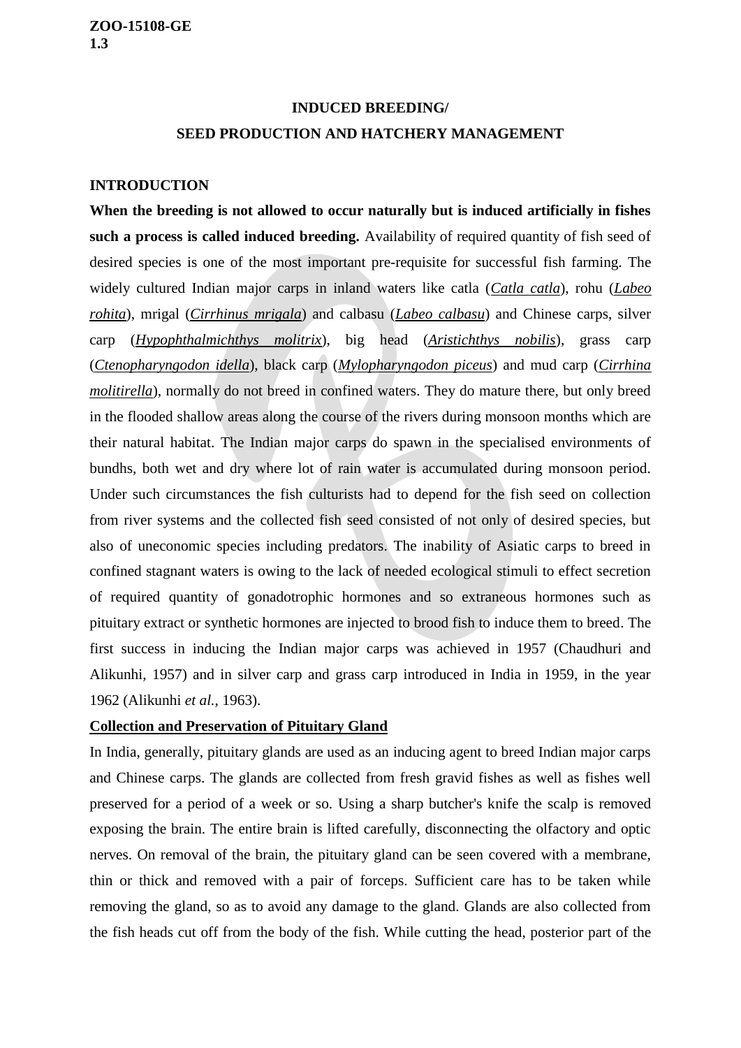ZOO-15108-GE
1.3

## INDUCED BREEDING/
## SEED PRODUCTION AND HATCHERY MANAGEMENT

### INTRODUCTION

**When the breeding is not allowed to occur naturally but is induced artificially in fishes such a process is called induced breeding.** Availability of required quantity of fish seed of desired species is one of the most important pre-requisite for successful fish farming. The widely cultured Indian major carps in inland waters like catla (*Catla catla*), rohu (*Labeo rohita*), mrigal (*Cirrhinus mrigala*) and calbasu (*Labeo calbasu*) and Chinese carps, silver carp (*Hypophthalmichthys molitrix*), big head (*Aristichthys nobilis*), grass carp (*Ctenopharyngodon idella*), black carp (*Mylopharyngodon piceus*) and mud carp (*Cirrhina molitirella*), normally do not breed in confined waters. They do mature there, but only breed in the flooded shallow areas along the course of the rivers during monsoon months which are their natural habitat. The Indian major carps do spawn in the specialised environments of bundhs, both wet and dry where lot of rain water is accumulated during monsoon period. Under such circumstances the fish culturists had to depend for the fish seed on collection from river systems and the collected fish seed consisted of not only of desired species, but also of uneconomic species including predators. The inability of Asiatic carps to breed in confined stagnant waters is owing to the lack of needed ecological stimuli to effect secretion of required quantity of gonadotrophic hormones and so extraneous hormones such as pituitary extract or synthetic hormones are injected to brood fish to induce them to breed. The first success in inducing the Indian major carps was achieved in 1957 (Chaudhuri and Alikunhi, 1957) and in silver carp and grass carp introduced in India in 1959, in the year 1962 (Alikunhi *et al.*, 1963).

**Collection and Preservation of Pituitary Gland**

In India, generally, pituitary glands are used as an inducing agent to breed Indian major carps and Chinese carps. The glands are collected from fresh gravid fishes as well as fishes well preserved for a period of a week or so. Using a sharp butcher's knife the scalp is removed exposing the brain. The entire brain is lifted carefully, disconnecting the olfactory and optic nerves. On removal of the brain, the pituitary gland can be seen covered with a membrane, thin or thick and removed with a pair of forceps. Sufficient care has to be taken while removing the gland, so as to avoid any damage to the gland. Glands are also collected from the fish heads cut off from the body of the fish. While cutting the head, posterior part of the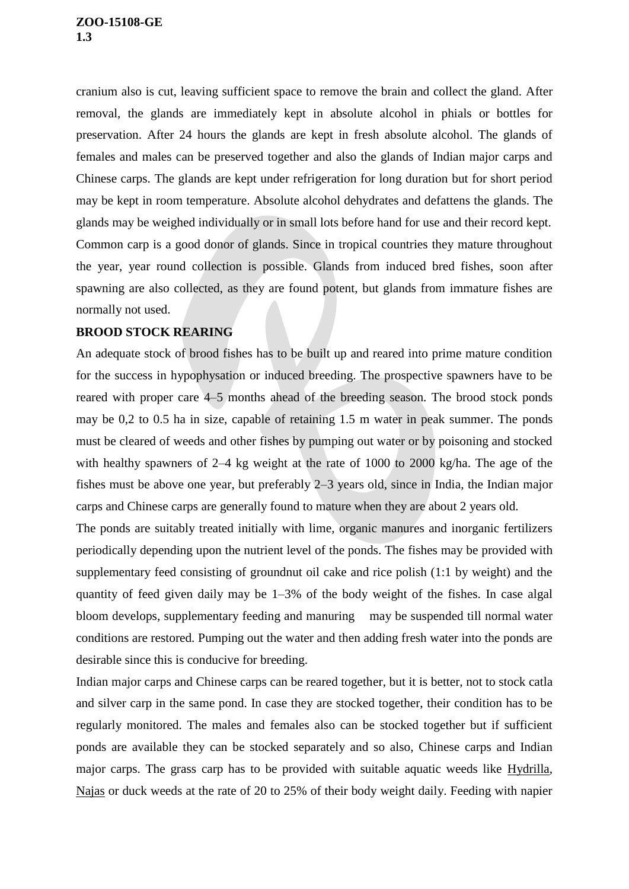cranium also is cut, leaving sufficient space to remove the brain and collect the gland. After removal, the glands are immediately kept in absolute alcohol in phials or bottles for preservation. After 24 hours the glands are kept in fresh absolute alcohol. The glands of females and males can be preserved together and also the glands of Indian major carps and Chinese carps. The glands are kept under refrigeration for long duration but for short period may be kept in room temperature. Absolute alcohol dehydrates and defattens the glands. The glands may be weighed individually or in small lots before hand for use and their record kept. Common carp is a good donor of glands. Since in tropical countries they mature throughout the year, year round collection is possible. Glands from induced bred fishes, soon after spawning are also collected, as they are found potent, but glands from immature fishes are normally not used.

## BROOD STOCK REARING

An adequate stock of brood fishes has to be built up and reared into prime mature condition for the success in hypophysation or induced breeding. The prospective spawners have to be reared with proper care 4–5 months ahead of the breeding season. The brood stock ponds may be 0,2 to 0.5 ha in size, capable of retaining 1.5 m water in peak summer. The ponds must be cleared of weeds and other fishes by pumping out water or by poisoning and stocked with healthy spawners of 2–4 kg weight at the rate of 1000 to 2000 kg/ha. The age of the fishes must be above one year, but preferably 2–3 years old, since in India, the Indian major carps and Chinese carps are generally found to mature when they are about 2 years old.

The ponds are suitably treated initially with lime, organic manures and inorganic fertilizers periodically depending upon the nutrient level of the ponds. The fishes may be provided with supplementary feed consisting of groundnut oil cake and rice polish (1:1 by weight) and the quantity of feed given daily may be 1–3% of the body weight of the fishes. In case algal bloom develops, supplementary feeding and manuring may be suspended till normal water conditions are restored. Pumping out the water and then adding fresh water into the ponds are desirable since this is conducive for breeding.

Indian major carps and Chinese carps can be reared together, but it is better, not to stock catla and silver carp in the same pond. In case they are stocked together, their condition has to be regularly monitored. The males and females also can be stocked together but if sufficient ponds are available they can be stocked separately and so also, Chinese carps and Indian major carps. The grass carp has to be provided with suitable aquatic weeds like Hydrilla, Najas or duck weeds at the rate of 20 to 25% of their body weight daily. Feeding with napier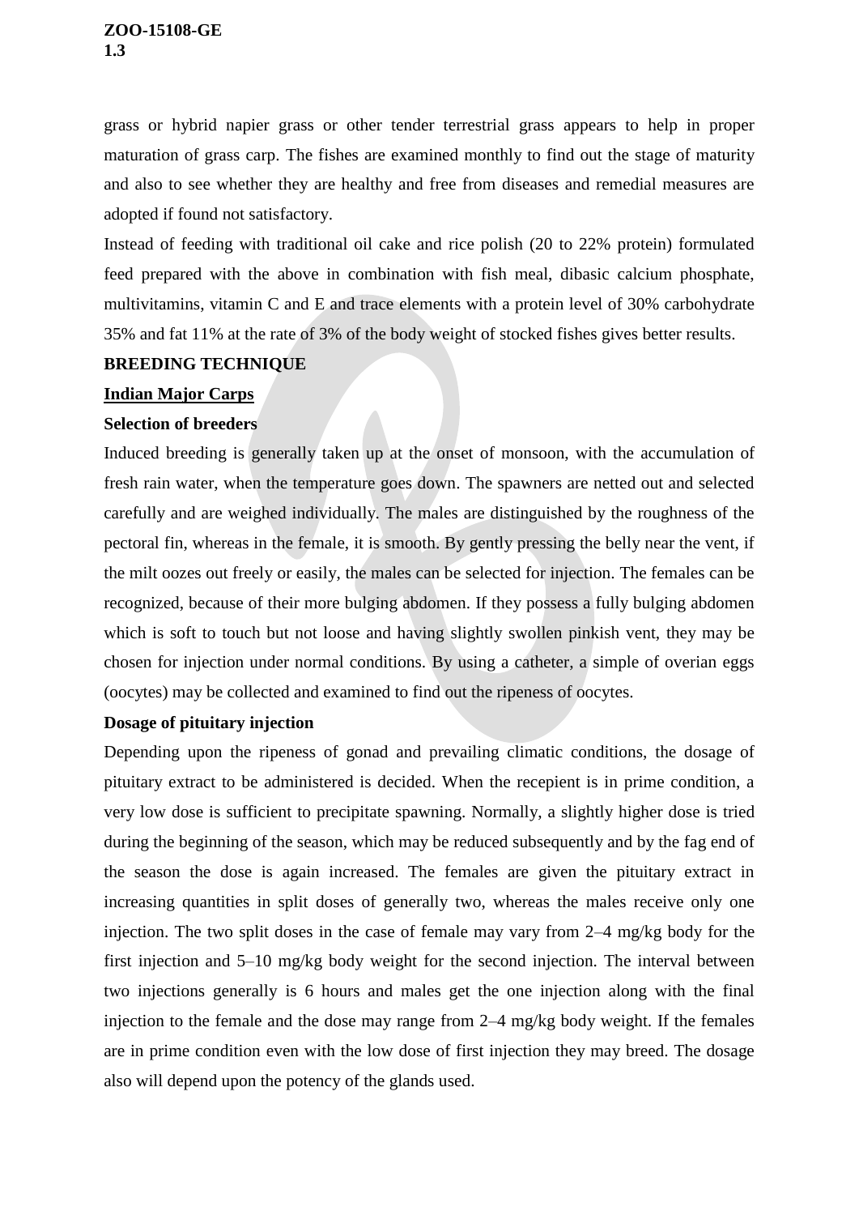grass or hybrid napier grass or other tender terrestrial grass appears to help in proper maturation of grass carp. The fishes are examined monthly to find out the stage of maturity and also to see whether they are healthy and free from diseases and remedial measures are adopted if found not satisfactory.

Instead of feeding with traditional oil cake and rice polish (20 to 22% protein) formulated feed prepared with the above in combination with fish meal, dibasic calcium phosphate, multivitamins, vitamin C and E and trace elements with a protein level of 30% carbohydrate 35% and fat 11% at the rate of 3% of the body weight of stocked fishes gives better results.

## BREEDING TECHNIQUE

### Indian Major Carps

**Selection of breeders**

Induced breeding is generally taken up at the onset of monsoon, with the accumulation of fresh rain water, when the temperature goes down. The spawners are netted out and selected carefully and are weighed individually. The males are distinguished by the roughness of the pectoral fin, whereas in the female, it is smooth. By gently pressing the belly near the vent, if the milt oozes out freely or easily, the males can be selected for injection. The females can be recognized, because of their more bulging abdomen. If they possess a fully bulging abdomen which is soft to touch but not loose and having slightly swollen pinkish vent, they may be chosen for injection under normal conditions. By using a catheter, a simple of overian eggs (oocytes) may be collected and examined to find out the ripeness of oocytes.

**Dosage of pituitary injection**

Depending upon the ripeness of gonad and prevailing climatic conditions, the dosage of pituitary extract to be administered is decided. When the recepient is in prime condition, a very low dose is sufficient to precipitate spawning. Normally, a slightly higher dose is tried during the beginning of the season, which may be reduced subsequently and by the fag end of the season the dose is again increased. The females are given the pituitary extract in increasing quantities in split doses of generally two, whereas the males receive only one injection. The two split doses in the case of female may vary from 2–4 mg/kg body for the first injection and 5–10 mg/kg body weight for the second injection. The interval between two injections generally is 6 hours and males get the one injection along with the final injection to the female and the dose may range from 2–4 mg/kg body weight. If the females are in prime condition even with the low dose of first injection they may breed. The dosage also will depend upon the potency of the glands used.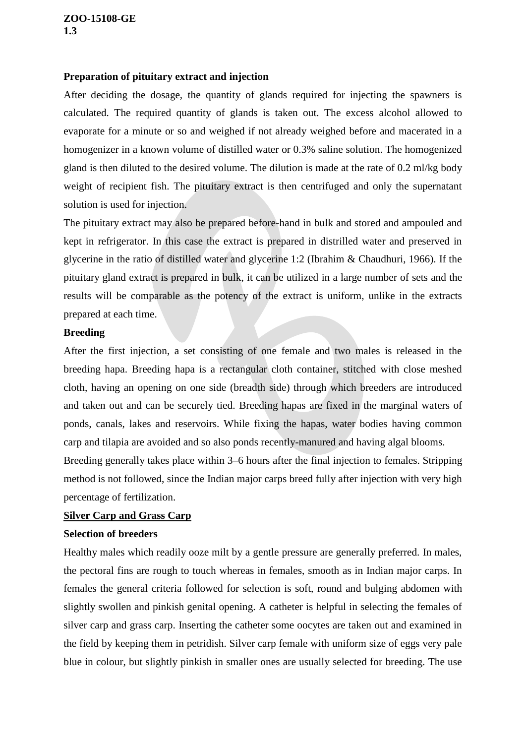**Preparation of pituitary extract and injection**

After deciding the dosage, the quantity of glands required for injecting the spawners is calculated. The required quantity of glands is taken out. The excess alcohol allowed to evaporate for a minute or so and weighed if not already weighed before and macerated in a homogenizer in a known volume of distilled water or 0.3% saline solution. The homogenized gland is then diluted to the desired volume. The dilution is made at the rate of 0.2 ml/kg body weight of recipient fish. The pituitary extract is then centrifuged and only the supernatant solution is used for injection.

The pituitary extract may also be prepared before-hand in bulk and stored and ampouled and kept in refrigerator. In this case the extract is prepared in distrilled water and preserved in glycerine in the ratio of distilled water and glycerine 1:2 (Ibrahim & Chaudhuri, 1966). If the pituitary gland extract is prepared in bulk, it can be utilized in a large number of sets and the results will be comparable as the potency of the extract is uniform, unlike in the extracts prepared at each time.

**Breeding**

After the first injection, a set consisting of one female and two males is released in the breeding hapa. Breeding hapa is a rectangular cloth container, stitched with close meshed cloth, having an opening on one side (breadth side) through which breeders are introduced and taken out and can be securely tied. Breeding hapas are fixed in the marginal waters of ponds, canals, lakes and reservoirs. While fixing the hapas, water bodies having common carp and tilapia are avoided and so also ponds recently-manured and having algal blooms.

Breeding generally takes place within 3–6 hours after the final injection to females. Stripping method is not followed, since the Indian major carps breed fully after injection with very high percentage of fertilization.

**Silver Carp and Grass Carp**

**Selection of breeders**

Healthy males which readily ooze milt by a gentle pressure are generally preferred. In males, the pectoral fins are rough to touch whereas in females, smooth as in Indian major carps. In females the general criteria followed for selection is soft, round and bulging abdomen with slightly swollen and pinkish genital opening. A catheter is helpful in selecting the females of silver carp and grass carp. Inserting the catheter some oocytes are taken out and examined in the field by keeping them in petridish. Silver carp female with uniform size of eggs very pale blue in colour, but slightly pinkish in smaller ones are usually selected for breeding. The use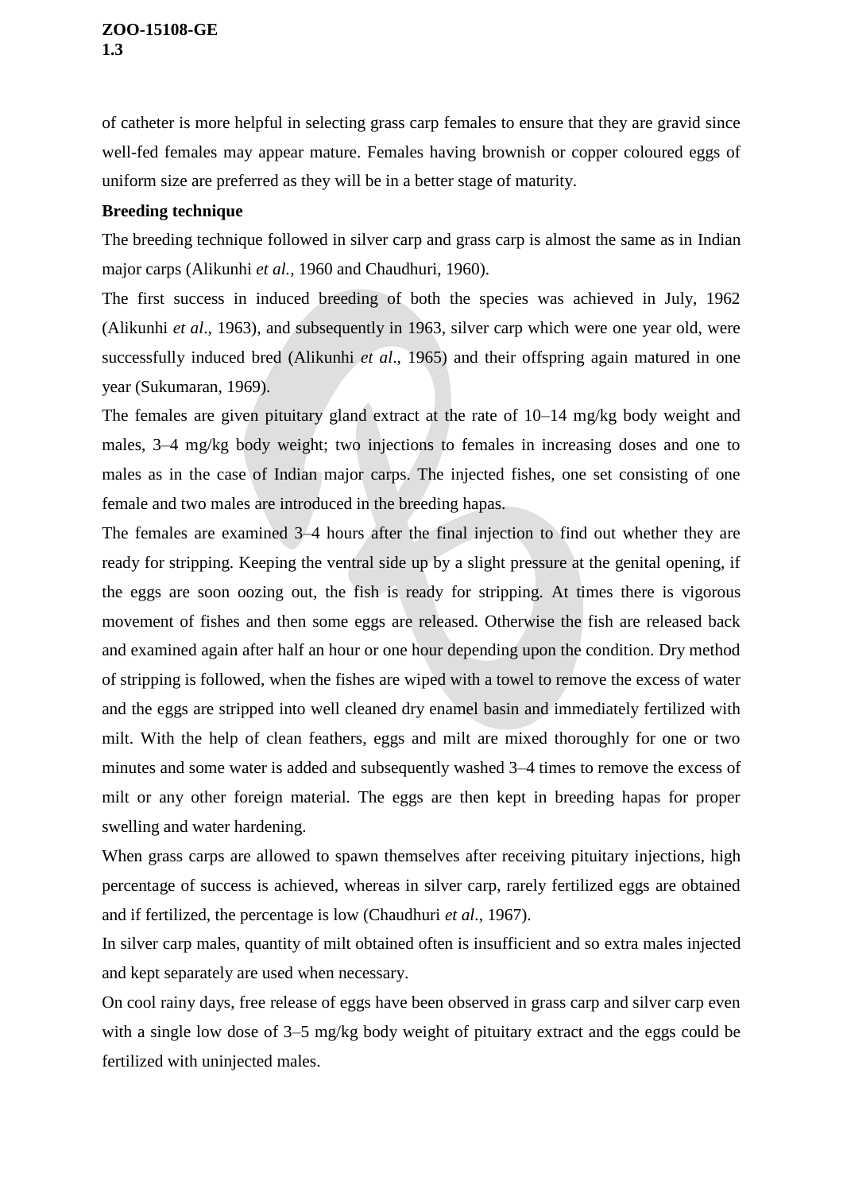of catheter is more helpful in selecting grass carp females to ensure that they are gravid since well-fed females may appear mature. Females having brownish or copper coloured eggs of uniform size are preferred as they will be in a better stage of maturity.

**Breeding technique**

The breeding technique followed in silver carp and grass carp is almost the same as in Indian major carps (Alikunhi *et al.,* 1960 and Chaudhuri, 1960).

The first success in induced breeding of both the species was achieved in July, 1962 (Alikunhi *et al*., 1963), and subsequently in 1963, silver carp which were one year old, were successfully induced bred (Alikunhi *et al*., 1965) and their offspring again matured in one year (Sukumaran, 1969).

The females are given pituitary gland extract at the rate of 10–14 mg/kg body weight and males, 3–4 mg/kg body weight; two injections to females in increasing doses and one to males as in the case of Indian major carps. The injected fishes, one set consisting of one female and two males are introduced in the breeding hapas.

The females are examined 3–4 hours after the final injection to find out whether they are ready for stripping. Keeping the ventral side up by a slight pressure at the genital opening, if the eggs are soon oozing out, the fish is ready for stripping. At times there is vigorous movement of fishes and then some eggs are released. Otherwise the fish are released back and examined again after half an hour or one hour depending upon the condition. Dry method of stripping is followed, when the fishes are wiped with a towel to remove the excess of water and the eggs are stripped into well cleaned dry enamel basin and immediately fertilized with milt. With the help of clean feathers, eggs and milt are mixed thoroughly for one or two minutes and some water is added and subsequently washed 3–4 times to remove the excess of milt or any other foreign material. The eggs are then kept in breeding hapas for proper swelling and water hardening.

When grass carps are allowed to spawn themselves after receiving pituitary injections, high percentage of success is achieved, whereas in silver carp, rarely fertilized eggs are obtained and if fertilized, the percentage is low (Chaudhuri *et al*., 1967).

In silver carp males, quantity of milt obtained often is insufficient and so extra males injected and kept separately are used when necessary.

On cool rainy days, free release of eggs have been observed in grass carp and silver carp even with a single low dose of 3–5 mg/kg body weight of pituitary extract and the eggs could be fertilized with uninjected males.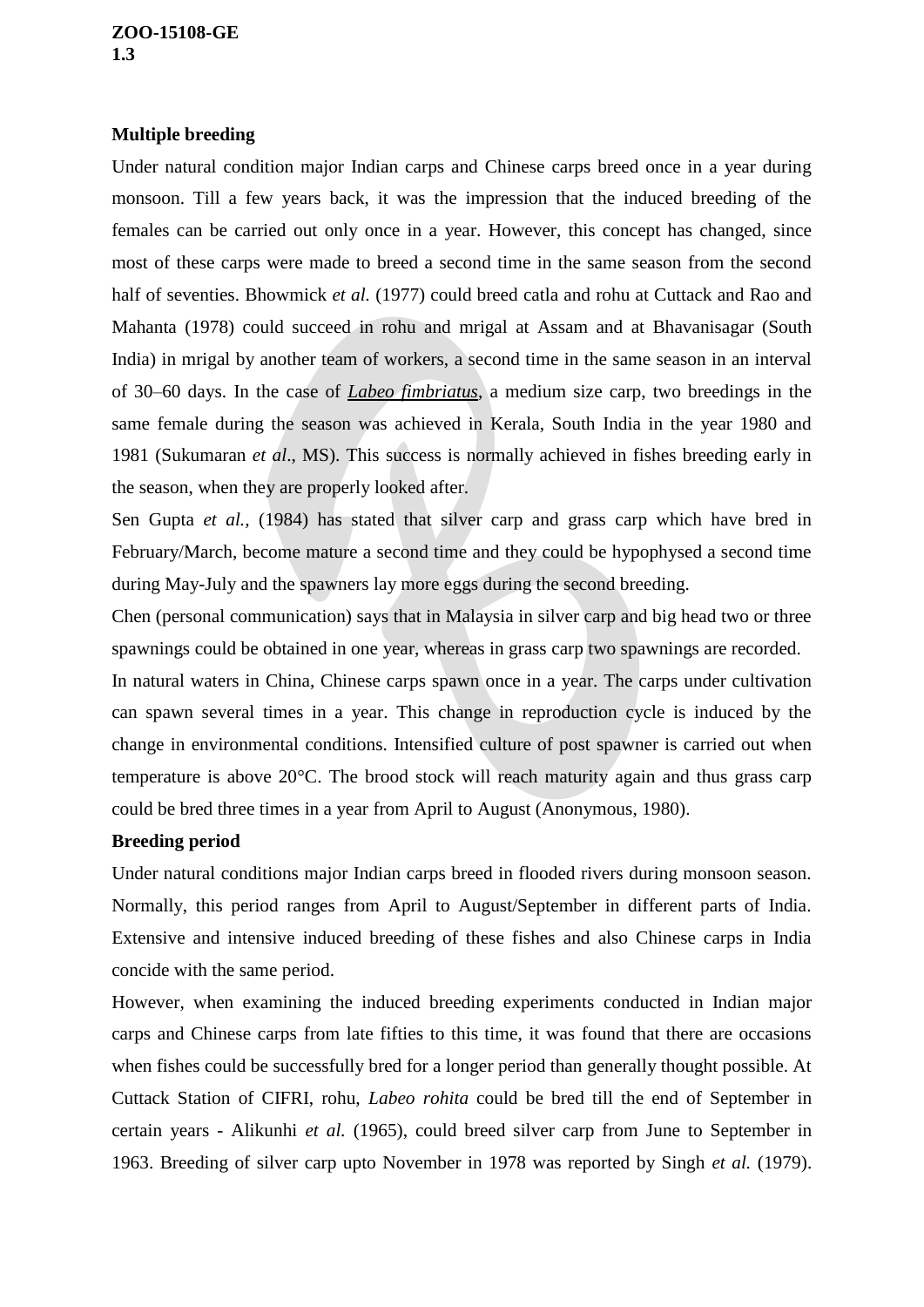**Multiple breeding**

Under natural condition major Indian carps and Chinese carps breed once in a year during monsoon. Till a few years back, it was the impression that the induced breeding of the females can be carried out only once in a year. However, this concept has changed, since most of these carps were made to breed a second time in the same season from the second half of seventies. Bhowmick *et al.* (1977) could breed catla and rohu at Cuttack and Rao and Mahanta (1978) could succeed in rohu and mrigal at Assam and at Bhavanisagar (South India) in mrigal by another team of workers, a second time in the same season in an interval of 30–60 days. In the case of *Labeo fimbriatus*, a medium size carp, two breedings in the same female during the season was achieved in Kerala, South India in the year 1980 and 1981 (Sukumaran *et al*., MS). This success is normally achieved in fishes breeding early in the season, when they are properly looked after.

Sen Gupta *et al.,* (1984) has stated that silver carp and grass carp which have bred in February/March, become mature a second time and they could be hypophysed a second time during May-July and the spawners lay more eggs during the second breeding.

Chen (personal communication) says that in Malaysia in silver carp and big head two or three spawnings could be obtained in one year, whereas in grass carp two spawnings are recorded.

In natural waters in China, Chinese carps spawn once in a year. The carps under cultivation can spawn several times in a year. This change in reproduction cycle is induced by the change in environmental conditions. Intensified culture of post spawner is carried out when temperature is above 20°C. The brood stock will reach maturity again and thus grass carp could be bred three times in a year from April to August (Anonymous, 1980).

**Breeding period**

Under natural conditions major Indian carps breed in flooded rivers during monsoon season. Normally, this period ranges from April to August/September in different parts of India. Extensive and intensive induced breeding of these fishes and also Chinese carps in India concide with the same period.

However, when examining the induced breeding experiments conducted in Indian major carps and Chinese carps from late fifties to this time, it was found that there are occasions when fishes could be successfully bred for a longer period than generally thought possible. At Cuttack Station of CIFRI, rohu, *Labeo rohita* could be bred till the end of September in certain years - Alikunhi *et al.* (1965), could breed silver carp from June to September in 1963. Breeding of silver carp upto November in 1978 was reported by Singh *et al.* (1979).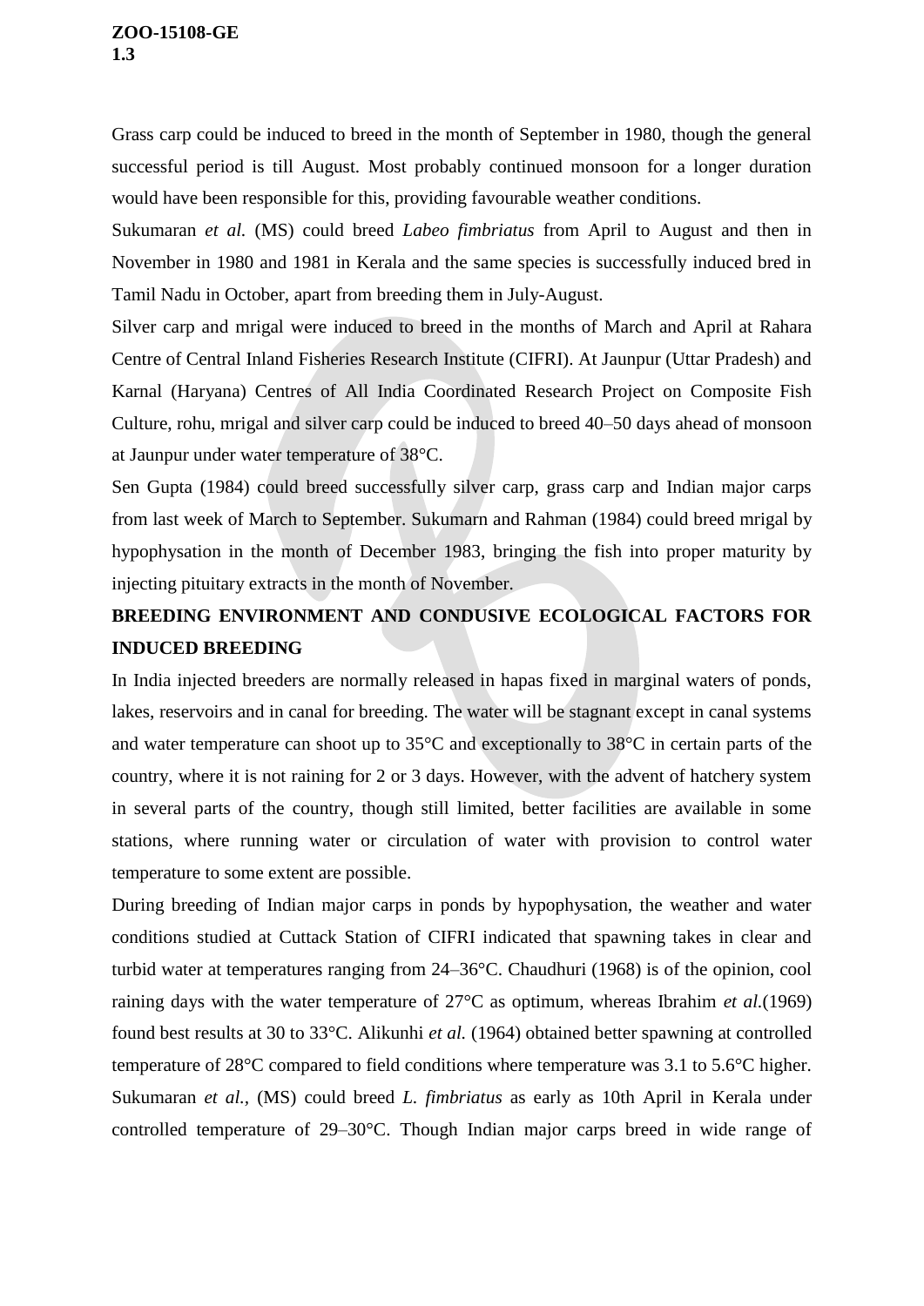Grass carp could be induced to breed in the month of September in 1980, though the general successful period is till August. Most probably continued monsoon for a longer duration would have been responsible for this, providing favourable weather conditions.

Sukumaran *et al.* (MS) could breed *Labeo fimbriatus* from April to August and then in November in 1980 and 1981 in Kerala and the same species is successfully induced bred in Tamil Nadu in October, apart from breeding them in July-August.

Silver carp and mrigal were induced to breed in the months of March and April at Rahara Centre of Central Inland Fisheries Research Institute (CIFRI). At Jaunpur (Uttar Pradesh) and Karnal (Haryana) Centres of All India Coordinated Research Project on Composite Fish Culture, rohu, mrigal and silver carp could be induced to breed 40–50 days ahead of monsoon at Jaunpur under water temperature of 38°C.

Sen Gupta (1984) could breed successfully silver carp, grass carp and Indian major carps from last week of March to September. Sukumarn and Rahman (1984) could breed mrigal by hypophysation in the month of December 1983, bringing the fish into proper maturity by injecting pituitary extracts in the month of November.

## BREEDING ENVIRONMENT AND CONDUSIVE ECOLOGICAL FACTORS FOR INDUCED BREEDING

In India injected breeders are normally released in hapas fixed in marginal waters of ponds, lakes, reservoirs and in canal for breeding. The water will be stagnant except in canal systems and water temperature can shoot up to 35°C and exceptionally to 38°C in certain parts of the country, where it is not raining for 2 or 3 days. However, with the advent of hatchery system in several parts of the country, though still limited, better facilities are available in some stations, where running water or circulation of water with provision to control water temperature to some extent are possible.

During breeding of Indian major carps in ponds by hypophysation, the weather and water conditions studied at Cuttack Station of CIFRI indicated that spawning takes in clear and turbid water at temperatures ranging from 24–36°C. Chaudhuri (1968) is of the opinion, cool raining days with the water temperature of 27°C as optimum, whereas Ibrahim *et al.*(1969) found best results at 30 to 33°C. Alikunhi *et al.* (1964) obtained better spawning at controlled temperature of 28°C compared to field conditions where temperature was 3.1 to 5.6°C higher. Sukumaran *et al.*, (MS) could breed *L. fimbriatus* as early as 10th April in Kerala under controlled temperature of 29–30°C. Though Indian major carps breed in wide range of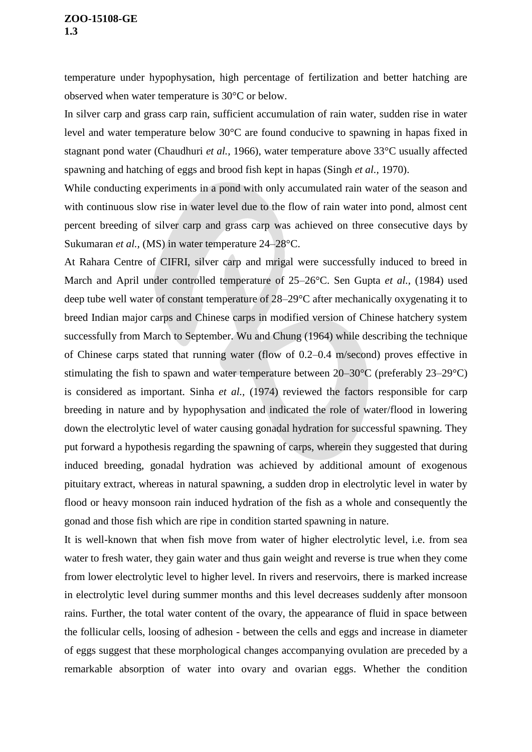temperature under hypophysation, high percentage of fertilization and better hatching are observed when water temperature is 30°C or below.

In silver carp and grass carp rain, sufficient accumulation of rain water, sudden rise in water level and water temperature below 30°C are found conducive to spawning in hapas fixed in stagnant pond water (Chaudhuri *et al.,* 1966), water temperature above 33°C usually affected spawning and hatching of eggs and brood fish kept in hapas (Singh *et al.,* 1970).

While conducting experiments in a pond with only accumulated rain water of the season and with continuous slow rise in water level due to the flow of rain water into pond, almost cent percent breeding of silver carp and grass carp was achieved on three consecutive days by Sukumaran *et al.,* (MS) in water temperature 24–28°C.

At Rahara Centre of CIFRI, silver carp and mrigal were successfully induced to breed in March and April under controlled temperature of 25–26°C. Sen Gupta *et al.,* (1984) used deep tube well water of constant temperature of 28–29°C after mechanically oxygenating it to breed Indian major carps and Chinese carps in modified version of Chinese hatchery system successfully from March to September. Wu and Chung (1964) while describing the technique of Chinese carps stated that running water (flow of 0.2–0.4 m/second) proves effective in stimulating the fish to spawn and water temperature between 20–30°C (preferably 23–29°C) is considered as important. Sinha *et al.,* (1974) reviewed the factors responsible for carp breeding in nature and by hypophysation and indicated the role of water/flood in lowering down the electrolytic level of water causing gonadal hydration for successful spawning. They put forward a hypothesis regarding the spawning of carps, wherein they suggested that during induced breeding, gonadal hydration was achieved by additional amount of exogenous pituitary extract, whereas in natural spawning, a sudden drop in electrolytic level in water by flood or heavy monsoon rain induced hydration of the fish as a whole and consequently the gonad and those fish which are ripe in condition started spawning in nature.

It is well-known that when fish move from water of higher electrolytic level, i.e. from sea water to fresh water, they gain water and thus gain weight and reverse is true when they come from lower electrolytic level to higher level. In rivers and reservoirs, there is marked increase in electrolytic level during summer months and this level decreases suddenly after monsoon rains. Further, the total water content of the ovary, the appearance of fluid in space between the follicular cells, loosing of adhesion - between the cells and eggs and increase in diameter of eggs suggest that these morphological changes accompanying ovulation are preceded by a remarkable absorption of water into ovary and ovarian eggs. Whether the condition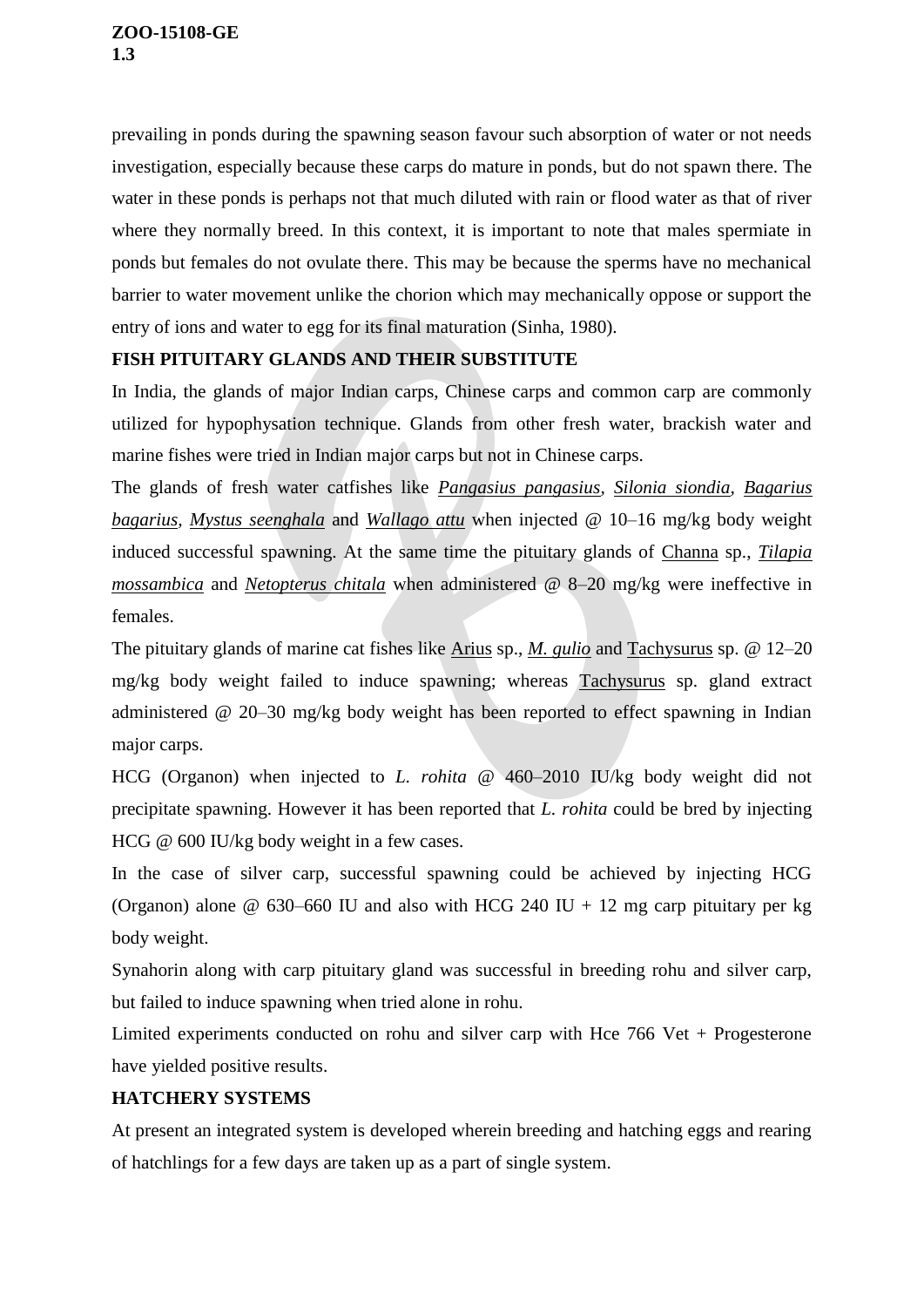prevailing in ponds during the spawning season favour such absorption of water or not needs investigation, especially because these carps do mature in ponds, but do not spawn there. The water in these ponds is perhaps not that much diluted with rain or flood water as that of river where they normally breed. In this context, it is important to note that males spermiate in ponds but females do not ovulate there. This may be because the sperms have no mechanical barrier to water movement unlike the chorion which may mechanically oppose or support the entry of ions and water to egg for its final maturation (Sinha, 1980).

## FISH PITUITARY GLANDS AND THEIR SUBSTITUTE

In India, the glands of major Indian carps, Chinese carps and common carp are commonly utilized for hypophysation technique. Glands from other fresh water, brackish water and marine fishes were tried in Indian major carps but not in Chinese carps.

The glands of fresh water catfishes like *Pangasius pangasius*, *Silonia siondia*, *Bagarius bagarius*, *Mystus seenghala* and *Wallago attu* when injected @ 10–16 mg/kg body weight induced successful spawning. At the same time the pituitary glands of Channa sp., *Tilapia mossambica* and *Netopterus chitala* when administered @ 8–20 mg/kg were ineffective in females.

The pituitary glands of marine cat fishes like Arius sp., *M. gulio* and Tachysurus sp. @ 12–20 mg/kg body weight failed to induce spawning; whereas Tachysurus sp. gland extract administered @ 20–30 mg/kg body weight has been reported to effect spawning in Indian major carps.

HCG (Organon) when injected to *L. rohita* @ 460–2010 IU/kg body weight did not precipitate spawning. However it has been reported that *L. rohita* could be bred by injecting HCG @ 600 IU/kg body weight in a few cases.

In the case of silver carp, successful spawning could be achieved by injecting HCG (Organon) alone @ 630–660 IU and also with HCG 240 IU + 12 mg carp pituitary per kg body weight.

Synahorin along with carp pituitary gland was successful in breeding rohu and silver carp, but failed to induce spawning when tried alone in rohu.

Limited experiments conducted on rohu and silver carp with Hce 766 Vet + Progesterone have yielded positive results.

## HATCHERY SYSTEMS

At present an integrated system is developed wherein breeding and hatching eggs and rearing of hatchlings for a few days are taken up as a part of single system.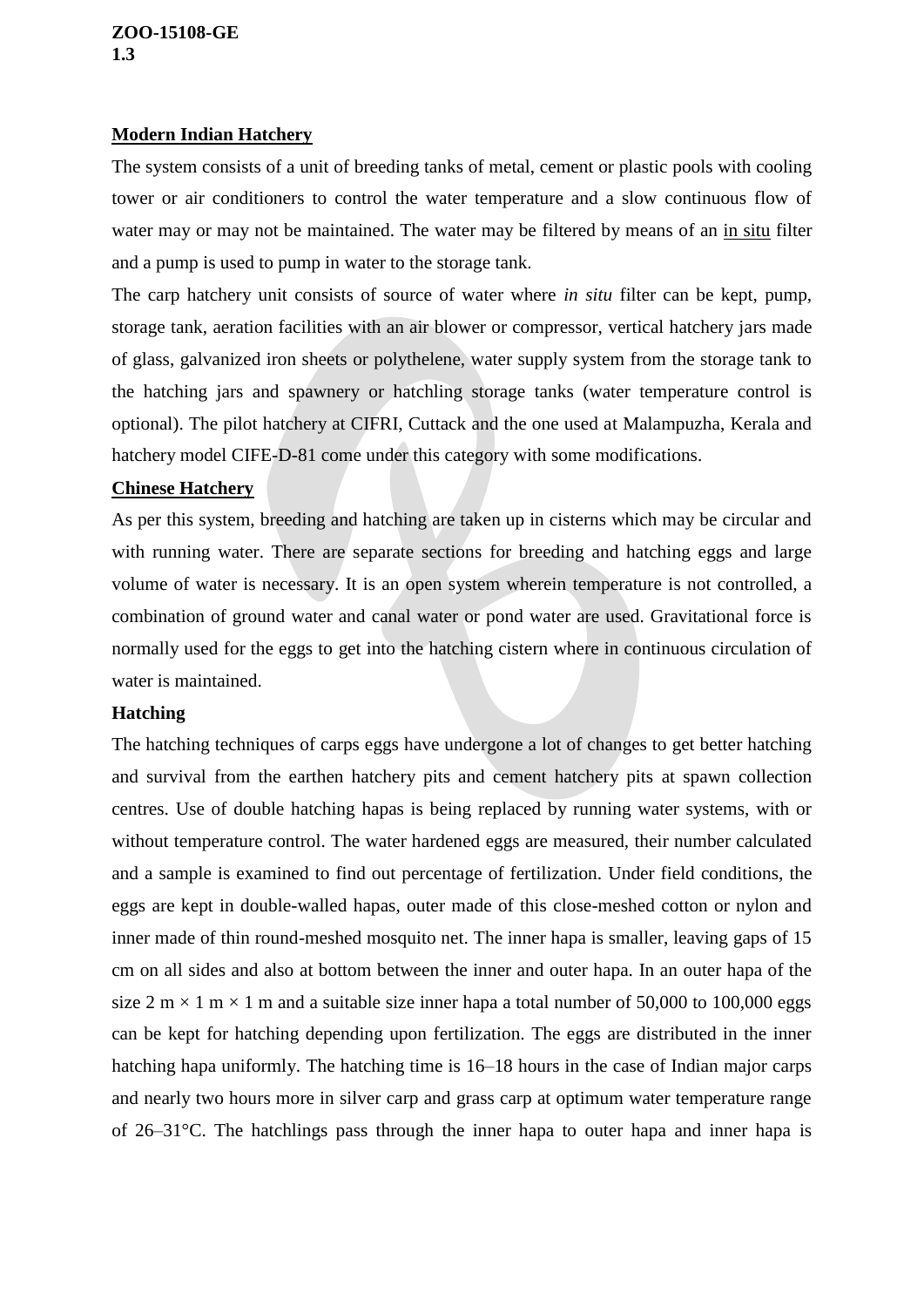**Modern Indian Hatchery**

The system consists of a unit of breeding tanks of metal, cement or plastic pools with cooling tower or air conditioners to control the water temperature and a slow continuous flow of water may or may not be maintained. The water may be filtered by means of an in situ filter and a pump is used to pump in water to the storage tank.

The carp hatchery unit consists of source of water where *in situ* filter can be kept, pump, storage tank, aeration facilities with an air blower or compressor, vertical hatchery jars made of glass, galvanized iron sheets or polythelene, water supply system from the storage tank to the hatching jars and spawnery or hatchling storage tanks (water temperature control is optional). The pilot hatchery at CIFRI, Cuttack and the one used at Malampuzha, Kerala and hatchery model CIFE-D-81 come under this category with some modifications.

**Chinese Hatchery**

As per this system, breeding and hatching are taken up in cisterns which may be circular and with running water. There are separate sections for breeding and hatching eggs and large volume of water is necessary. It is an open system wherein temperature is not controlled, a combination of ground water and canal water or pond water are used. Gravitational force is normally used for the eggs to get into the hatching cistern where in continuous circulation of water is maintained.

**Hatching**

The hatching techniques of carps eggs have undergone a lot of changes to get better hatching and survival from the earthen hatchery pits and cement hatchery pits at spawn collection centres. Use of double hatching hapas is being replaced by running water systems, with or without temperature control. The water hardened eggs are measured, their number calculated and a sample is examined to find out percentage of fertilization. Under field conditions, the eggs are kept in double-walled hapas, outer made of this close-meshed cotton or nylon and inner made of thin round-meshed mosquito net. The inner hapa is smaller, leaving gaps of 15 cm on all sides and also at bottom between the inner and outer hapa. In an outer hapa of the size 2 m × 1 m × 1 m and a suitable size inner hapa a total number of 50,000 to 100,000 eggs can be kept for hatching depending upon fertilization. The eggs are distributed in the inner hatching hapa uniformly. The hatching time is 16–18 hours in the case of Indian major carps and nearly two hours more in silver carp and grass carp at optimum water temperature range of 26–31°C. The hatchlings pass through the inner hapa to outer hapa and inner hapa is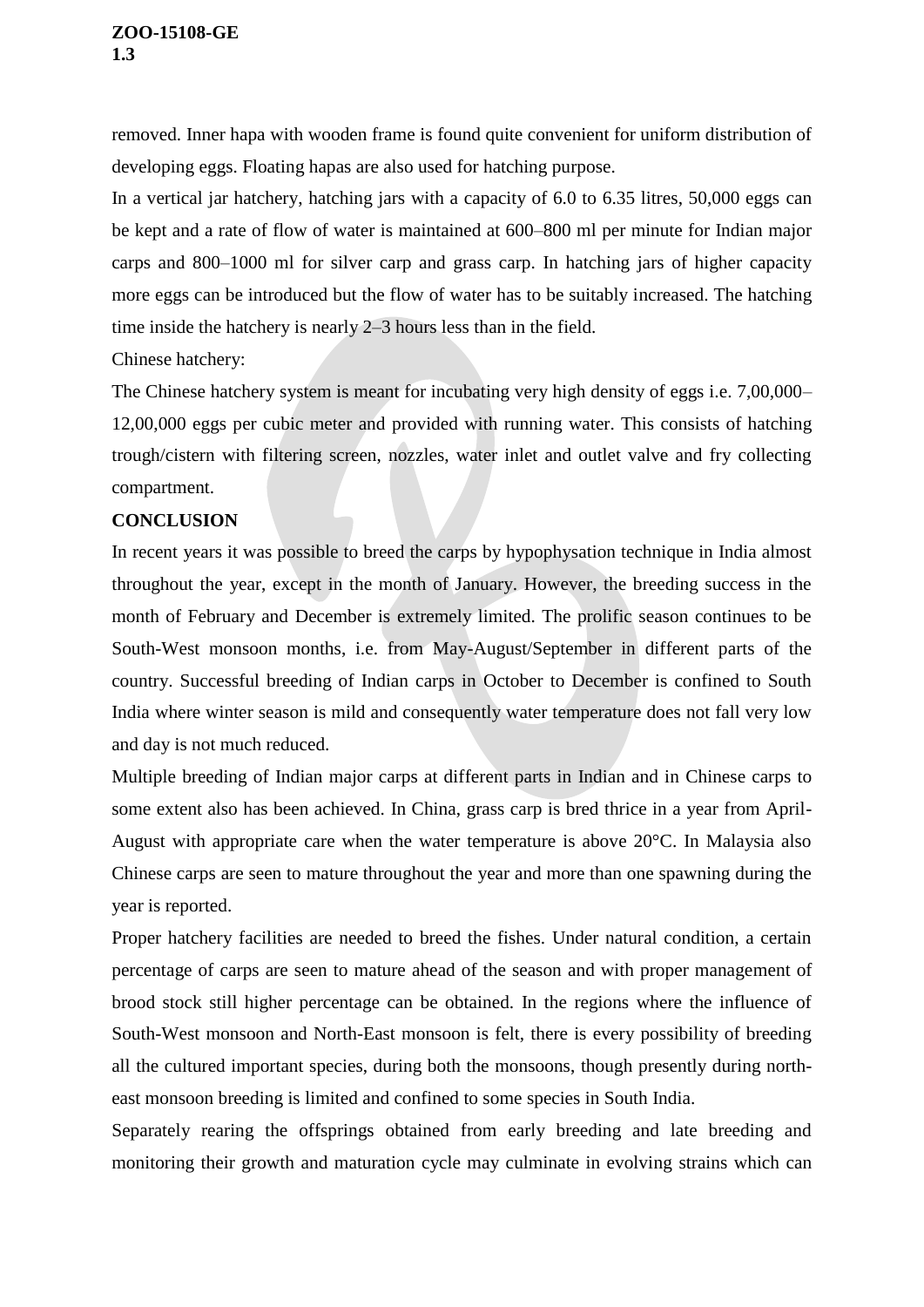removed. Inner hapa with wooden frame is found quite convenient for uniform distribution of developing eggs. Floating hapas are also used for hatching purpose.

In a vertical jar hatchery, hatching jars with a capacity of 6.0 to 6.35 litres, 50,000 eggs can be kept and a rate of flow of water is maintained at 600–800 ml per minute for Indian major carps and 800–1000 ml for silver carp and grass carp. In hatching jars of higher capacity more eggs can be introduced but the flow of water has to be suitably increased. The hatching time inside the hatchery is nearly 2–3 hours less than in the field.

Chinese hatchery:

The Chinese hatchery system is meant for incubating very high density of eggs i.e. 7,00,000–12,00,000 eggs per cubic meter and provided with running water. This consists of hatching trough/cistern with filtering screen, nozzles, water inlet and outlet valve and fry collecting compartment.

**CONCLUSION**

In recent years it was possible to breed the carps by hypophysation technique in India almost throughout the year, except in the month of January. However, the breeding success in the month of February and December is extremely limited. The prolific season continues to be South-West monsoon months, i.e. from May-August/September in different parts of the country. Successful breeding of Indian carps in October to December is confined to South India where winter season is mild and consequently water temperature does not fall very low and day is not much reduced.

Multiple breeding of Indian major carps at different parts in Indian and in Chinese carps to some extent also has been achieved. In China, grass carp is bred thrice in a year from April-August with appropriate care when the water temperature is above 20°C. In Malaysia also Chinese carps are seen to mature throughout the year and more than one spawning during the year is reported.

Proper hatchery facilities are needed to breed the fishes. Under natural condition, a certain percentage of carps are seen to mature ahead of the season and with proper management of brood stock still higher percentage can be obtained. In the regions where the influence of South-West monsoon and North-East monsoon is felt, there is every possibility of breeding all the cultured important species, during both the monsoons, though presently during north-east monsoon breeding is limited and confined to some species in South India.

Separately rearing the offsprings obtained from early breeding and late breeding and monitoring their growth and maturation cycle may culminate in evolving strains which can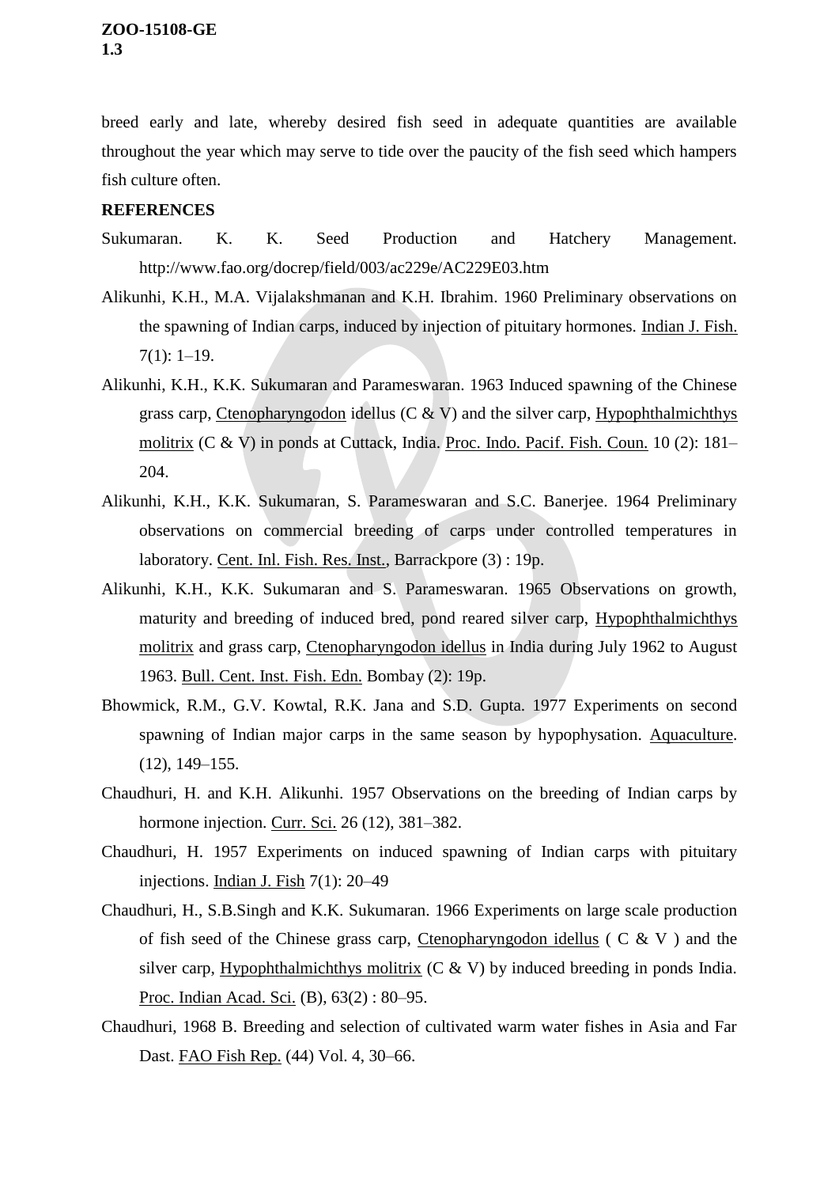breed early and late, whereby desired fish seed in adequate quantities are available throughout the year which may serve to tide over the paucity of the fish seed which hampers fish culture often.

**REFERENCES**

Sukumaran. K. K. Seed Production and Hatchery Management. http://www.fao.org/docrep/field/003/ac229e/AC229E03.htm

Alikunhi, K.H., M.A. Vijalakshmanan and K.H. Ibrahim. 1960 Preliminary observations on the spawning of Indian carps, induced by injection of pituitary hormones. Indian J. Fish. 7(1): 1–19.

Alikunhi, K.H., K.K. Sukumaran and Parameswaran. 1963 Induced spawning of the Chinese grass carp, Ctenopharyngodon idellus (C & V) and the silver carp, Hypophthalmichthys molitrix (C & V) in ponds at Cuttack, India. Proc. Indo. Pacif. Fish. Coun. 10 (2): 181–204.

Alikunhi, K.H., K.K. Sukumaran, S. Parameswaran and S.C. Banerjee. 1964 Preliminary observations on commercial breeding of carps under controlled temperatures in laboratory. Cent. Inl. Fish. Res. Inst., Barrackpore (3) : 19p.

Alikunhi, K.H., K.K. Sukumaran and S. Parameswaran. 1965 Observations on growth, maturity and breeding of induced bred, pond reared silver carp, Hypophthalmichthys molitrix and grass carp, Ctenopharyngodon idellus in India during July 1962 to August 1963. Bull. Cent. Inst. Fish. Edn. Bombay (2): 19p.

Bhowmick, R.M., G.V. Kowtal, R.K. Jana and S.D. Gupta. 1977 Experiments on second spawning of Indian major carps in the same season by hypophysation. Aquaculture. (12), 149–155.

Chaudhuri, H. and K.H. Alikunhi. 1957 Observations on the breeding of Indian carps by hormone injection. Curr. Sci. 26 (12), 381–382.

Chaudhuri, H. 1957 Experiments on induced spawning of Indian carps with pituitary injections. Indian J. Fish 7(1): 20–49

Chaudhuri, H., S.B.Singh and K.K. Sukumaran. 1966 Experiments on large scale production of fish seed of the Chinese grass carp, Ctenopharyngodon idellus ( C & V ) and the silver carp, Hypophthalmichthys molitrix (C & V) by induced breeding in ponds India. Proc. Indian Acad. Sci. (B), 63(2) : 80–95.

Chaudhuri, 1968 B. Breeding and selection of cultivated warm water fishes in Asia and Far Dast. FAO Fish Rep. (44) Vol. 4, 30–66.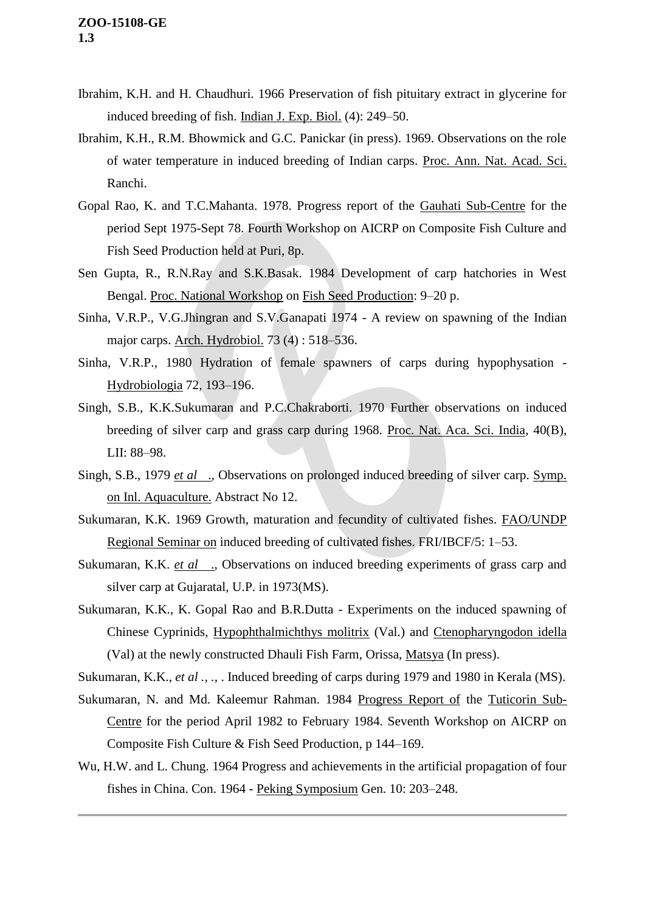Ibrahim, K.H. and H. Chaudhuri. 1966 Preservation of fish pituitary extract in glycerine for induced breeding of fish. Indian J. Exp. Biol. (4): 249–50.

Ibrahim, K.H., R.M. Bhowmick and G.C. Panickar (in press). 1969. Observations on the role of water temperature in induced breeding of Indian carps. Proc. Ann. Nat. Acad. Sci. Ranchi.

Gopal Rao, K. and T.C.Mahanta. 1978. Progress report of the Gauhati Sub-Centre for the period Sept 1975-Sept 78. Fourth Workshop on AICRP on Composite Fish Culture and Fish Seed Production held at Puri, 8p.

Sen Gupta, R., R.N.Ray and S.K.Basak. 1984 Development of carp hatchories in West Bengal. Proc. National Workshop on Fish Seed Production: 9–20 p.

Sinha, V.R.P., V.G.Jhingran and S.V.Ganapati 1974 - A review on spawning of the Indian major carps. Arch. Hydrobiol. 73 (4) : 518–536.

Sinha, V.R.P., 1980 Hydration of female spawners of carps during hypophysation - Hydrobiologia 72, 193–196.

Singh, S.B., K.K.Sukumaran and P.C.Chakraborti. 1970 Further observations on induced breeding of silver carp and grass carp during 1968. Proc. Nat. Aca. Sci. India, 40(B), LII: 88–98.

Singh, S.B., 1979 *et al* ., Observations on prolonged induced breeding of silver carp. Symp. on Inl. Aquaculture. Abstract No 12.

Sukumaran, K.K. 1969 Growth, maturation and fecundity of cultivated fishes. FAO/UNDP Regional Seminar on induced breeding of cultivated fishes. FRI/IBCF/5: 1–53.

Sukumaran, K.K. *et al* ., Observations on induced breeding experiments of grass carp and silver carp at Gujaratal, U.P. in 1973(MS).

Sukumaran, K.K., K. Gopal Rao and B.R.Dutta - Experiments on the induced spawning of Chinese Cyprinids, Hypophthalmichthys molitrix (Val.) and Ctenopharyngodon idella (Val) at the newly constructed Dhauli Fish Farm, Orissa, Matsya (In press).

Sukumaran, K.K., *et al* ., ., . Induced breeding of carps during 1979 and 1980 in Kerala (MS).

Sukumaran, N. and Md. Kaleemur Rahman. 1984 Progress Report of the Tuticorin Sub-Centre for the period April 1982 to February 1984. Seventh Workshop on AICRP on Composite Fish Culture & Fish Seed Production, p 144–169.

Wu, H.W. and L. Chung. 1964 Progress and achievements in the artificial propagation of four fishes in China. Con. 1964 - Peking Symposium Gen. 10: 203–248.